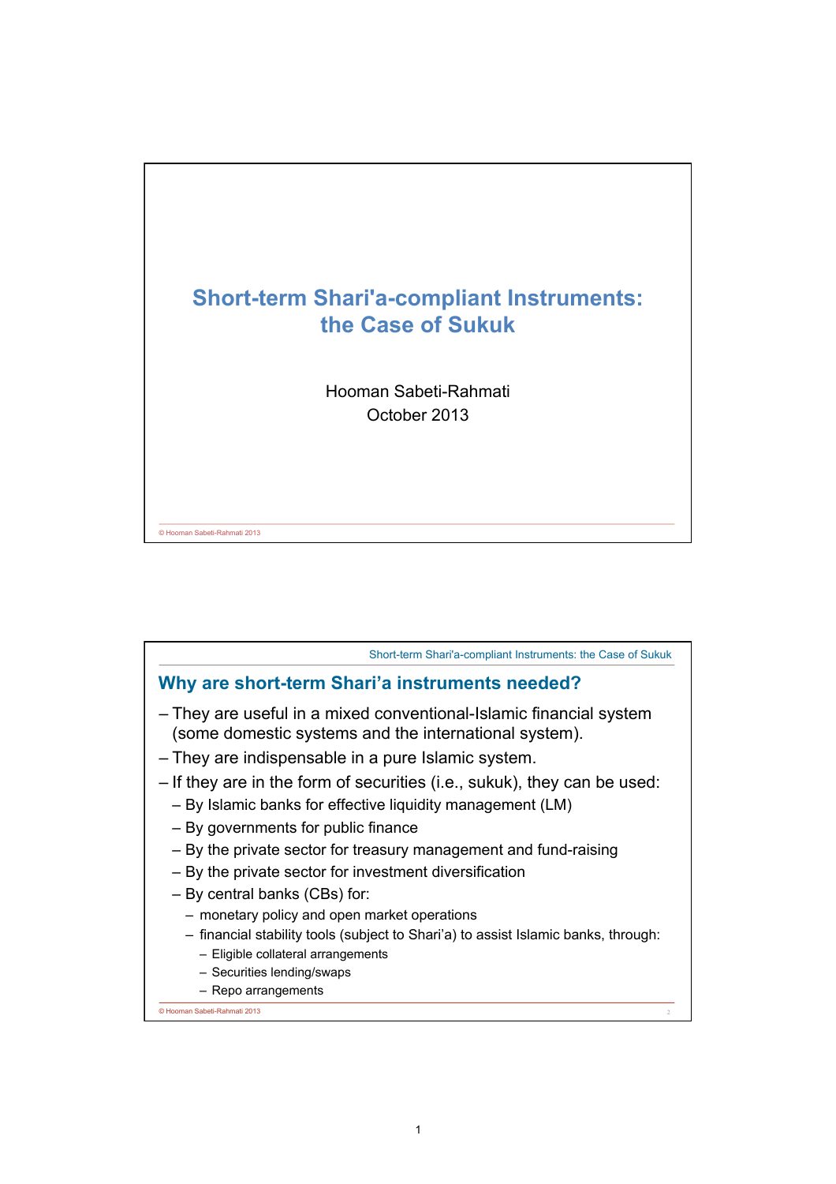# Short-term Shari'a-compliant Instruments: the Case of Sukuk

Hooman Sabeti-Rahmati
October 2013

## Why are short-term Shari'a instruments needed?

- They are useful in a mixed conventional-Islamic financial system (some domestic systems and the international system).
- They are indispensable in a pure Islamic system.
- If they are in the form of securities (i.e., sukuk), they can be used:
  - By Islamic banks for effective liquidity management (LM)
  - By governments for public finance
  - By the private sector for treasury management and fund-raising
  - By the private sector for investment diversification
  - By central banks (CBs) for:
    - monetary policy and open market operations
    - financial stability tools (subject to Shari'a) to assist Islamic banks, through:
      - Eligible collateral arrangements
      - Securities lending/swaps
      - Repo arrangements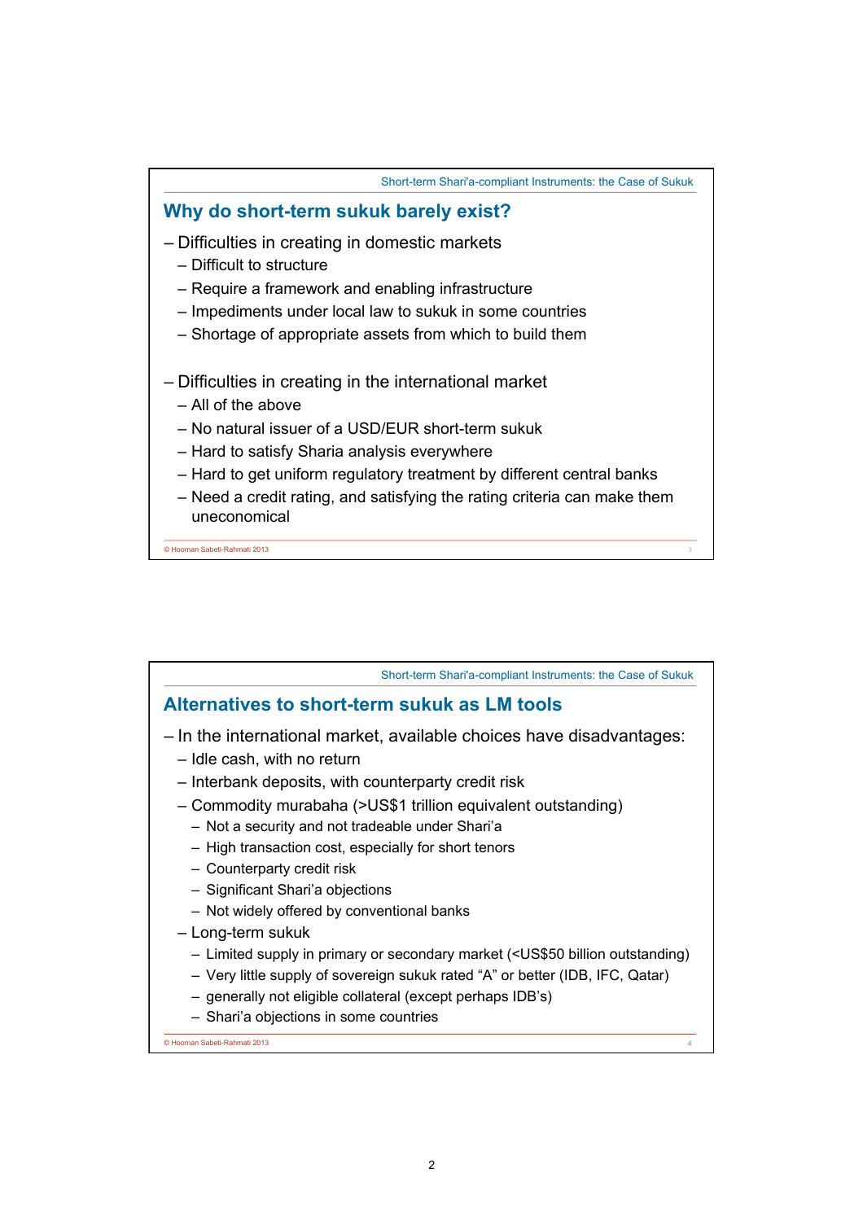## Why do short-term sukuk barely exist?

- Difficulties in creating in domestic markets
  - Difficult to structure
  - Require a framework and enabling infrastructure
  - Impediments under local law to sukuk in some countries
  - Shortage of appropriate assets from which to build them

- Difficulties in creating in the international market
  - All of the above
  - No natural issuer of a USD/EUR short-term sukuk
  - Hard to satisfy Sharia analysis everywhere
  - Hard to get uniform regulatory treatment by different central banks
  - Need a credit rating, and satisfying the rating criteria can make them uneconomical

© Hooman Sabeti-Rahmati 2013

## Alternatives to short-term sukuk as LM tools

- In the international market, available choices have disadvantages:
  - Idle cash, with no return
  - Interbank deposits, with counterparty credit risk
  - Commodity murabaha (>US$1 trillion equivalent outstanding)
    - Not a security and not tradeable under Shari'a
    - High transaction cost, especially for short tenors
    - Counterparty credit risk
    - Significant Shari'a objections
    - Not widely offered by conventional banks
  - Long-term sukuk
    - Limited supply in primary or secondary market (<US$50 billion outstanding)
    - Very little supply of sovereign sukuk rated "A" or better (IDB, IFC, Qatar)
    - generally not eligible collateral (except perhaps IDB's)
    - Shari'a objections in some countries

© Hooman Sabeti-Rahmati 2013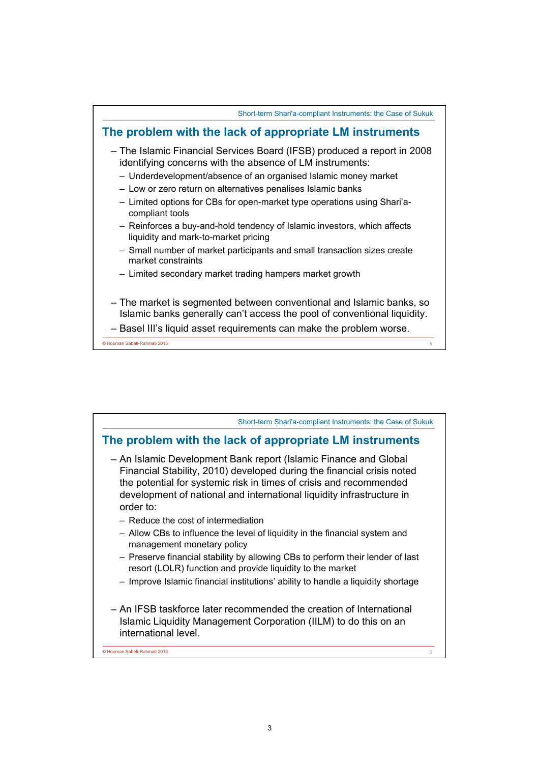## The problem with the lack of appropriate LM instruments

- The Islamic Financial Services Board (IFSB) produced a report in 2008 identifying concerns with the absence of LM instruments:
  - Underdevelopment/absence of an organised Islamic money market
  - Low or zero return on alternatives penalises Islamic banks
  - Limited options for CBs for open-market type operations using Shari'a-compliant tools
  - Reinforces a buy-and-hold tendency of Islamic investors, which affects liquidity and mark-to-market pricing
  - Small number of market participants and small transaction sizes create market constraints
  - Limited secondary market trading hampers market growth
- The market is segmented between conventional and Islamic banks, so Islamic banks generally can't access the pool of conventional liquidity.
- Basel III's liquid asset requirements can make the problem worse.

## The problem with the lack of appropriate LM instruments

- An Islamic Development Bank report (Islamic Finance and Global Financial Stability, 2010) developed during the financial crisis noted the potential for systemic risk in times of crisis and recommended development of national and international liquidity infrastructure in order to:
  - Reduce the cost of intermediation
  - Allow CBs to influence the level of liquidity in the financial system and management monetary policy
  - Preserve financial stability by allowing CBs to perform their lender of last resort (LOLR) function and provide liquidity to the market
  - Improve Islamic financial institutions' ability to handle a liquidity shortage
- An IFSB taskforce later recommended the creation of International Islamic Liquidity Management Corporation (IILM) to do this on an international level.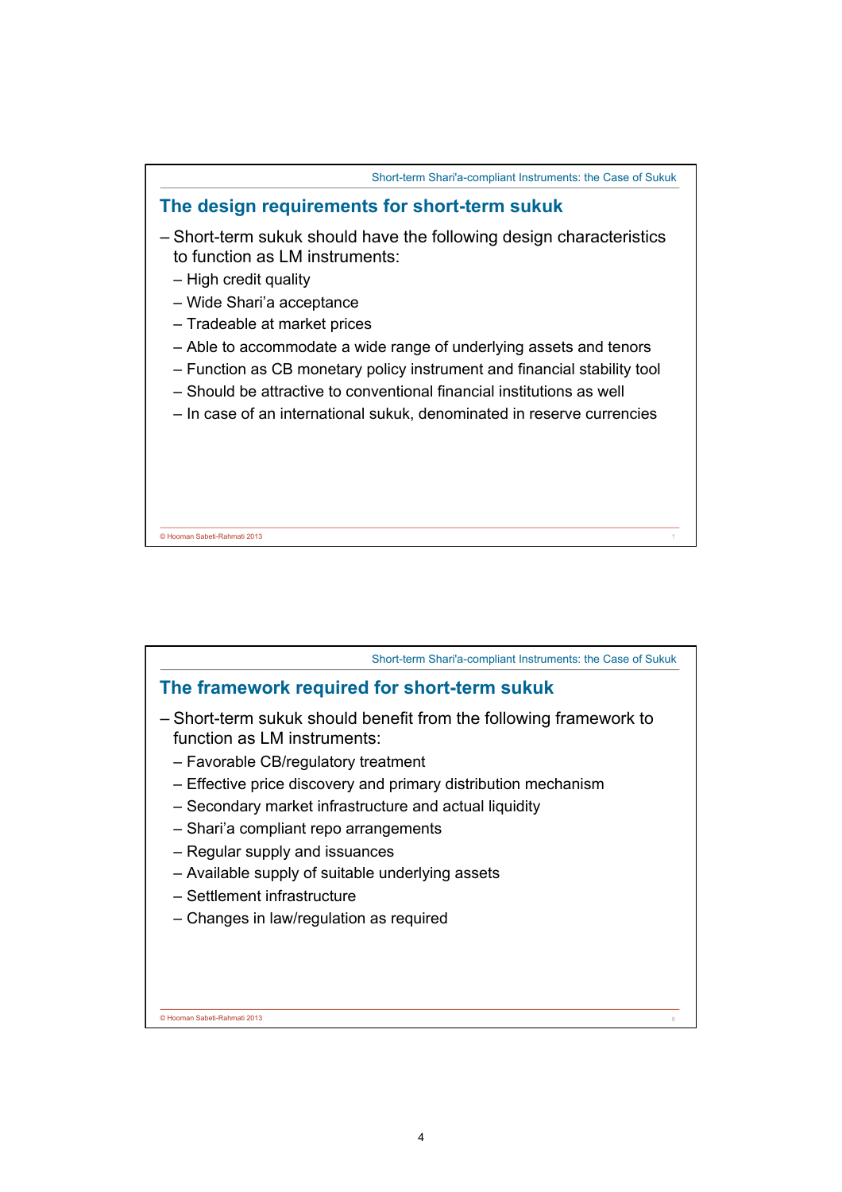## The design requirements for short-term sukuk

- Short-term sukuk should have the following design characteristics to function as LM instruments:
  - High credit quality
  - Wide Shari'a acceptance
  - Tradeable at market prices
  - Able to accommodate a wide range of underlying assets and tenors
  - Function as CB monetary policy instrument and financial stability tool
  - Should be attractive to conventional financial institutions as well
  - In case of an international sukuk, denominated in reserve currencies

© Hooman Sabeti-Rahmati 2013

## The framework required for short-term sukuk

- Short-term sukuk should benefit from the following framework to function as LM instruments:
  - Favorable CB/regulatory treatment
  - Effective price discovery and primary distribution mechanism
  - Secondary market infrastructure and actual liquidity
  - Shari'a compliant repo arrangements
  - Regular supply and issuances
  - Available supply of suitable underlying assets
  - Settlement infrastructure
  - Changes in law/regulation as required

© Hooman Sabeti-Rahmati 2013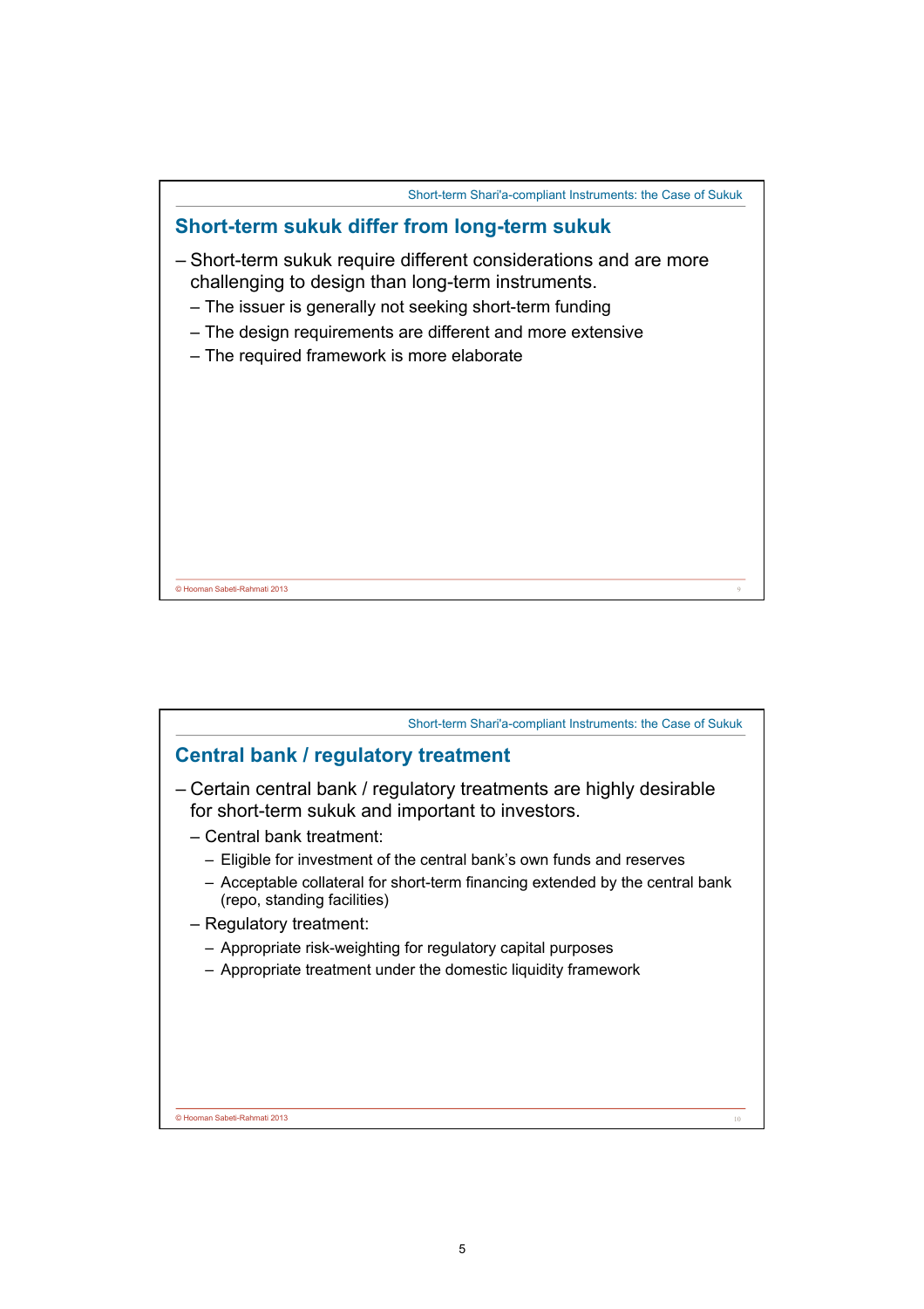## Short-term sukuk differ from long-term sukuk

- Short-term sukuk require different considerations and are more challenging to design than long-term instruments.
  - The issuer is generally not seeking short-term funding
  - The design requirements are different and more extensive
  - The required framework is more elaborate

## Central bank / regulatory treatment

- Certain central bank / regulatory treatments are highly desirable for short-term sukuk and important to investors.
  - Central bank treatment:
    - Eligible for investment of the central bank's own funds and reserves
    - Acceptable collateral for short-term financing extended by the central bank (repo, standing facilities)
  - Regulatory treatment:
    - Appropriate risk-weighting for regulatory capital purposes
    - Appropriate treatment under the domestic liquidity framework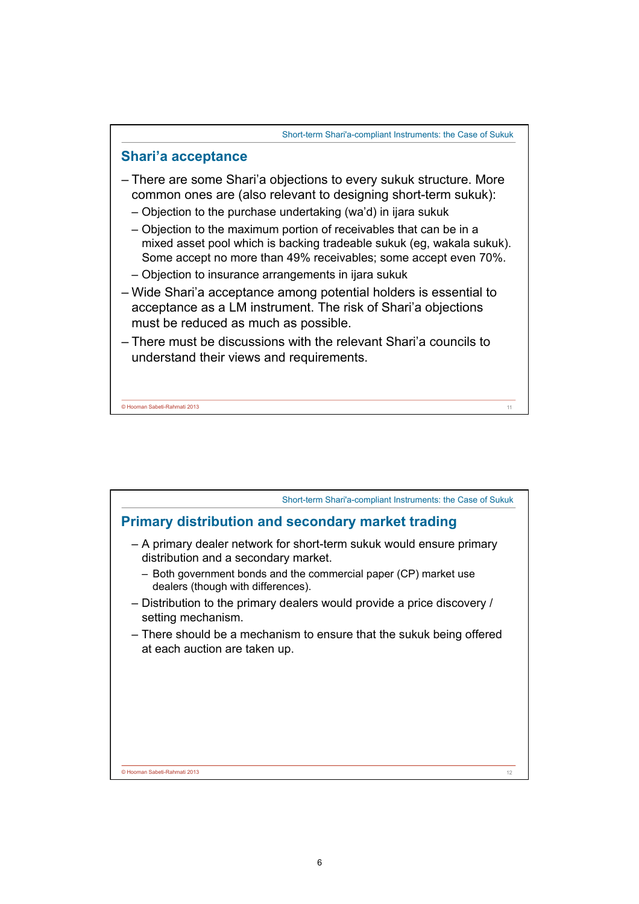## Shari'a acceptance

- There are some Shari'a objections to every sukuk structure. More common ones are (also relevant to designing short-term sukuk):
  - Objection to the purchase undertaking (wa'd) in ijara sukuk
  - Objection to the maximum portion of receivables that can be in a mixed asset pool which is backing tradeable sukuk (eg, wakala sukuk). Some accept no more than 49% receivables; some accept even 70%.
  - Objection to insurance arrangements in ijara sukuk
- Wide Shari'a acceptance among potential holders is essential to acceptance as a LM instrument. The risk of Shari'a objections must be reduced as much as possible.
- There must be discussions with the relevant Shari'a councils to understand their views and requirements.

## Primary distribution and secondary market trading

- A primary dealer network for short-term sukuk would ensure primary distribution and a secondary market.
  - Both government bonds and the commercial paper (CP) market use dealers (though with differences).
- Distribution to the primary dealers would provide a price discovery / setting mechanism.
- There should be a mechanism to ensure that the sukuk being offered at each auction are taken up.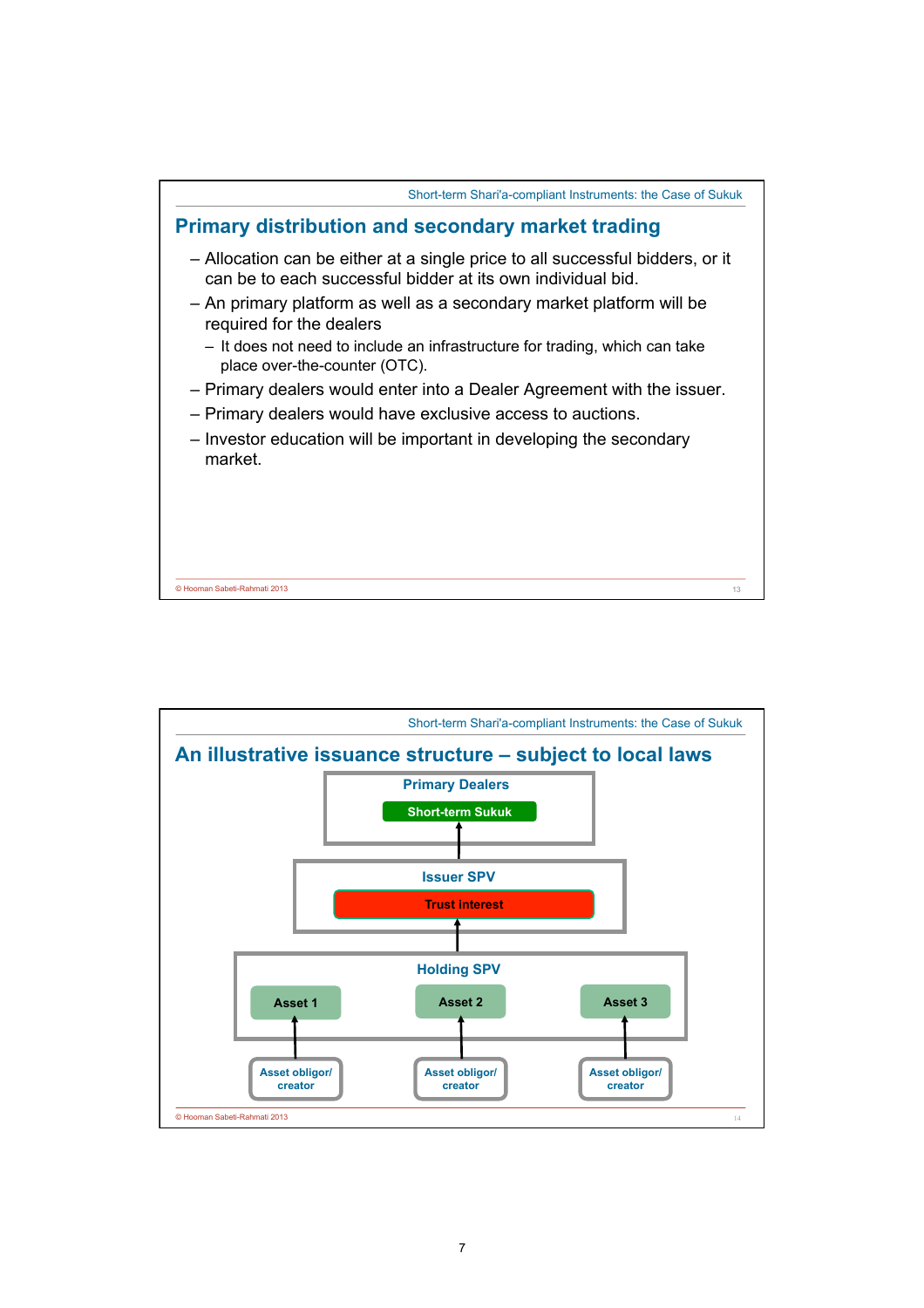## Primary distribution and secondary market trading

- Allocation can be either at a single price to all successful bidders, or it can be to each successful bidder at its own individual bid.
- An primary platform as well as a secondary market platform will be required for the dealers
  - It does not need to include an infrastructure for trading, which can take place over-the-counter (OTC).
- Primary dealers would enter into a Dealer Agreement with the issuer.
- Primary dealers would have exclusive access to auctions.
- Investor education will be important in developing the secondary market.

© Hooman Sabeti-Rahmati 2013

## An illustrative issuance structure – subject to local laws

**Primary Dealers**
Short-term Sukuk

↑

**Issuer SPV**
Trust interest

↑

**Holding SPV**
Asset 1 | Asset 2 | Asset 3

↑ ↑ ↑

Asset obligor/creator | Asset obligor/creator | Asset obligor/creator

© Hooman Sabeti-Rahmati 2013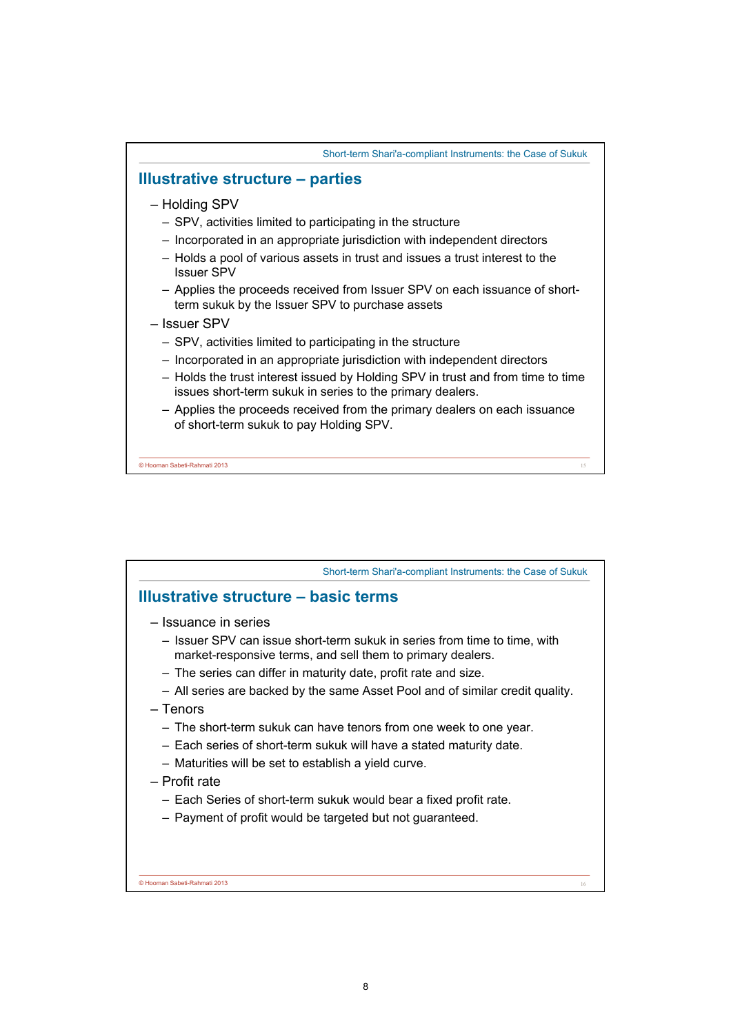## Illustrative structure – parties

- Holding SPV
  - SPV, activities limited to participating in the structure
  - Incorporated in an appropriate jurisdiction with independent directors
  - Holds a pool of various assets in trust and issues a trust interest to the Issuer SPV
  - Applies the proceeds received from Issuer SPV on each issuance of short-term sukuk by the Issuer SPV to purchase assets
- Issuer SPV
  - SPV, activities limited to participating in the structure
  - Incorporated in an appropriate jurisdiction with independent directors
  - Holds the trust interest issued by Holding SPV in trust and from time to time issues short-term sukuk in series to the primary dealers.
  - Applies the proceeds received from the primary dealers on each issuance of short-term sukuk to pay Holding SPV.

## Illustrative structure – basic terms

- Issuance in series
  - Issuer SPV can issue short-term sukuk in series from time to time, with market-responsive terms, and sell them to primary dealers.
  - The series can differ in maturity date, profit rate and size.
  - All series are backed by the same Asset Pool and of similar credit quality.
- Tenors
  - The short-term sukuk can have tenors from one week to one year.
  - Each series of short-term sukuk will have a stated maturity date.
  - Maturities will be set to establish a yield curve.
- Profit rate
  - Each Series of short-term sukuk would bear a fixed profit rate.
  - Payment of profit would be targeted but not guaranteed.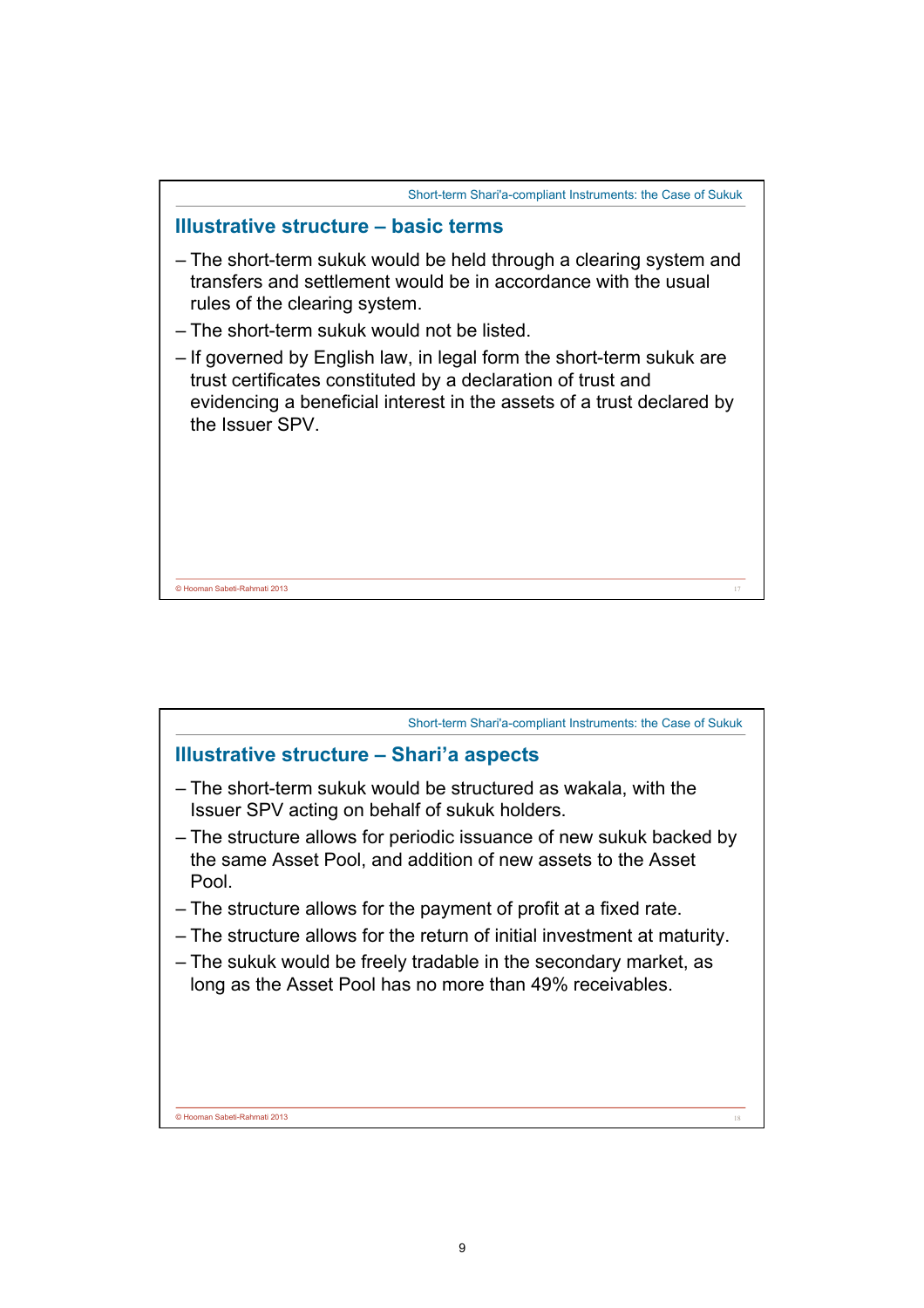## Illustrative structure – basic terms

- The short-term sukuk would be held through a clearing system and transfers and settlement would be in accordance with the usual rules of the clearing system.
- The short-term sukuk would not be listed.
- If governed by English law, in legal form the short-term sukuk are trust certificates constituted by a declaration of trust and evidencing a beneficial interest in the assets of a trust declared by the Issuer SPV.

## Illustrative structure – Shari'a aspects

- The short-term sukuk would be structured as wakala, with the Issuer SPV acting on behalf of sukuk holders.
- The structure allows for periodic issuance of new sukuk backed by the same Asset Pool, and addition of new assets to the Asset Pool.
- The structure allows for the payment of profit at a fixed rate.
- The structure allows for the return of initial investment at maturity.
- The sukuk would be freely tradable in the secondary market, as long as the Asset Pool has no more than 49% receivables.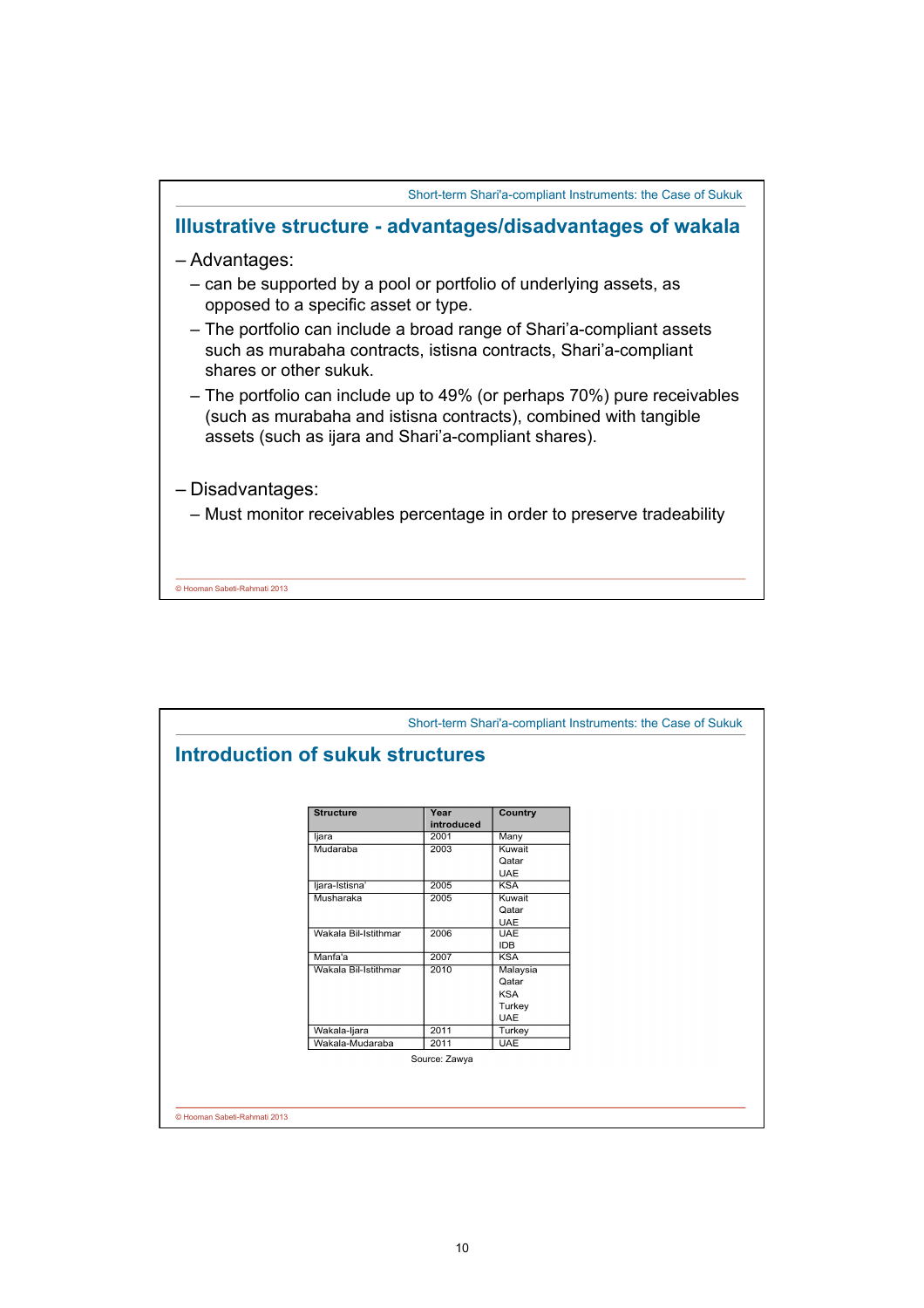## Illustrative structure - advantages/disadvantages of wakala

- Advantages:
  - can be supported by a pool or portfolio of underlying assets, as opposed to a specific asset or type.
  - The portfolio can include a broad range of Shari'a-compliant assets such as murabaha contracts, istisna contracts, Shari'a-compliant shares or other sukuk.
  - The portfolio can include up to 49% (or perhaps 70%) pure receivables (such as murabaha and istisna contracts), combined with tangible assets (such as ijara and Shari'a-compliant shares).

- Disadvantages:
  - Must monitor receivables percentage in order to preserve tradeability

© Hooman Sabeti-Rahmati 2013

## Introduction of sukuk structures

| Structure | Year introduced | Country |
|---|---|---|
| Ijara | 2001 | Many |
| Mudaraba | 2003 | Kuwait<br>Qatar<br>UAE |
| Ijara-Istisna' | 2005 | KSA |
| Musharaka | 2005 | Kuwait<br>Qatar<br>UAE |
| Wakala Bil-Istithmar | 2006 | UAE<br>IDB |
| Manfa'a | 2007 | KSA |
| Wakala Bil-Istithmar | 2010 | Malaysia<br>Qatar<br>KSA<br>Turkey<br>UAE |
| Wakala-Ijara | 2011 | Turkey |
| Wakala-Mudaraba | 2011 | UAE |

Source: Zawya

© Hooman Sabeti-Rahmati 2013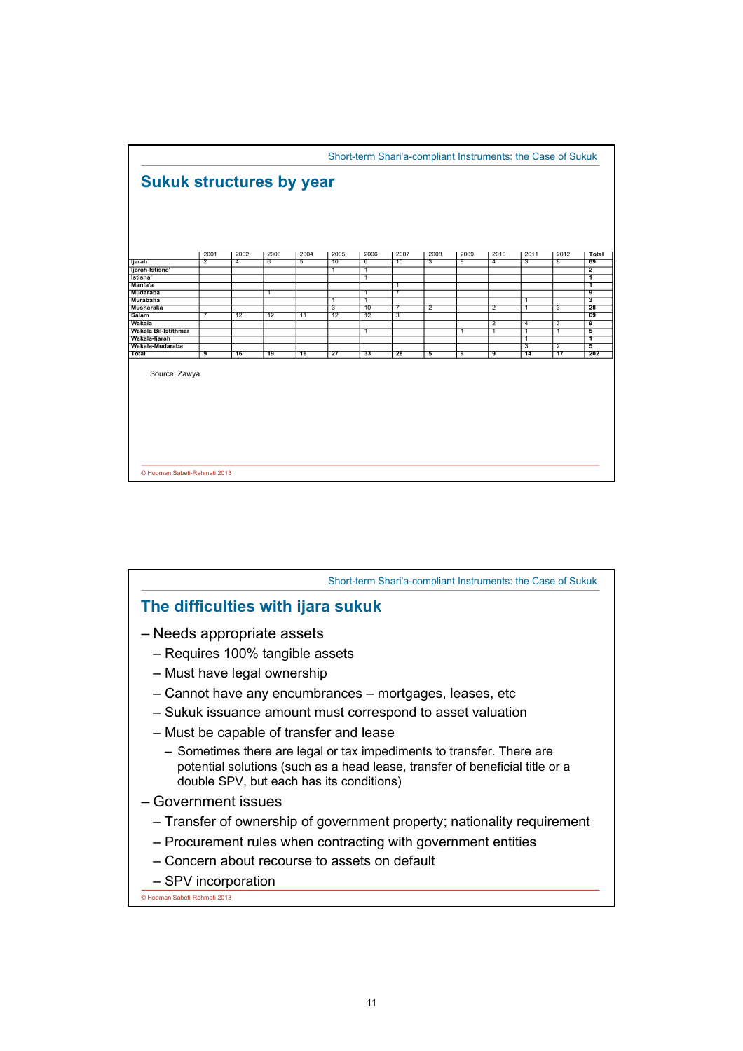## Sukuk structures by year

| | 2001 | 2002 | 2003 | 2004 | 2005 | 2006 | 2007 | 2008 | 2009 | 2010 | 2011 | 2012 | Total |
|---|---|---|---|---|---|---|---|---|---|---|---|---|---|
| **Ijarah** | 2 | 4 | 6 | 5 | 10 | 6 | 10 | 3 | 8 | 4 | 3 | 8 | **69** |
| **Ijarah-Istisna'** | | | | | 1 | 1 | | | | | | | **2** |
| **Istisna'** | | | | | | 1 | | | | | | | **1** |
| **Manfa'a** | | | | | | | 1 | | | | | | **1** |
| **Mudaraba** | | | 1 | | | 1 | 7 | | | | | | **9** |
| **Murabaha** | | | | | 1 | 1 | | | | | 1 | | **3** |
| **Musharaka** | | | | | 3 | 10 | 7 | 2 | | 2 | 1 | 3 | **28** |
| **Salam** | 7 | 12 | 12 | 11 | 12 | 12 | 3 | | | | | | **69** |
| **Wakala** | | | | | | | | | | 2 | 4 | 3 | **9** |
| **Wakala Bil-Istithmar** | | | | | | 1 | | | 1 | 1 | 1 | 1 | **5** |
| **Wakala-Ijarah** | | | | | | | | | | | 1 | | **1** |
| **Wakala-Mudaraba** | | | | | | | | | | | 3 | 2 | **5** |
| **Total** | **9** | **16** | **19** | **16** | **27** | **33** | **28** | **5** | **9** | **9** | **14** | **17** | **202** |

Source: Zawya

## The difficulties with ijara sukuk

- Needs appropriate assets
  - Requires 100% tangible assets
  - Must have legal ownership
  - Cannot have any encumbrances – mortgages, leases, etc
  - Sukuk issuance amount must correspond to asset valuation
  - Must be capable of transfer and lease
    - Sometimes there are legal or tax impediments to transfer. There are potential solutions (such as a head lease, transfer of beneficial title or a double SPV, but each has its conditions)
- Government issues
  - Transfer of ownership of government property; nationality requirement
  - Procurement rules when contracting with government entities
  - Concern about recourse to assets on default
  - SPV incorporation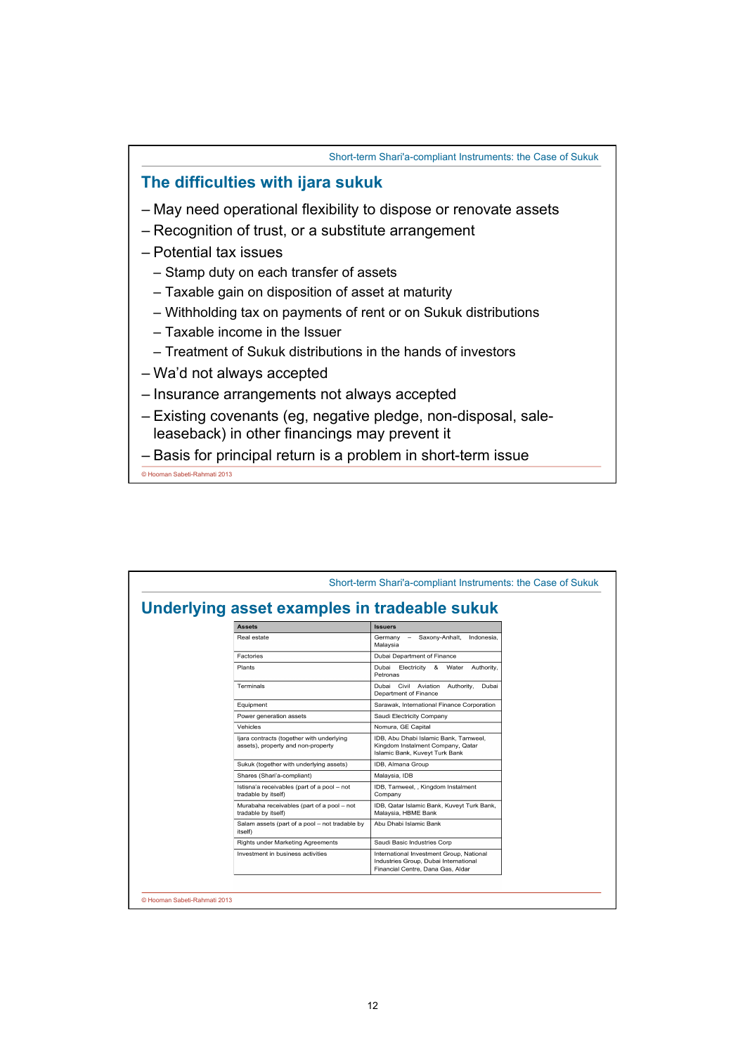## The difficulties with ijara sukuk

- May need operational flexibility to dispose or renovate assets
- Recognition of trust, or a substitute arrangement
- Potential tax issues
  - Stamp duty on each transfer of assets
  - Taxable gain on disposition of asset at maturity
  - Withholding tax on payments of rent or on Sukuk distributions
  - Taxable income in the Issuer
  - Treatment of Sukuk distributions in the hands of investors
- Wa'd not always accepted
- Insurance arrangements not always accepted
- Existing covenants (eg, negative pledge, non-disposal, sale-leaseback) in other financings may prevent it
- Basis for principal return is a problem in short-term issue

© Hooman Sabeti-Rahmati 2013

## Underlying asset examples in tradeable sukuk

| Assets | Issuers |
|---|---|
| Real estate | Germany – Saxony-Anhalt, Indonesia, Malaysia |
| Factories | Dubai Department of Finance |
| Plants | Dubai Electricity & Water Authority, Petronas |
| Terminals | Dubai Civil Aviation Authority, Dubai Department of Finance |
| Equipment | Sarawak, International Finance Corporation |
| Power generation assets | Saudi Electricity Company |
| Vehicles | Nomura, GE Capital |
| Ijara contracts (together with underlying assets), property and non-property | IDB, Abu Dhabi Islamic Bank, Tamweel, Kingdom Instalment Company, Qatar Islamic Bank, Kuveyt Turk Bank |
| Sukuk (together with underlying assets) | IDB, Almana Group |
| Shares (Shari'a-compliant) | Malaysia, IDB |
| Istisna'a receivables (part of a pool – not tradable by itself) | IDB, Tamweel, , Kingdom Instalment Company |
| Murabaha receivables (part of a pool – not tradable by itself) | IDB, Qatar Islamic Bank, Kuveyt Turk Bank, Malaysia, HBME Bank |
| Salam assets (part of a pool – not tradable by itself) | Abu Dhabi Islamic Bank |
| Rights under Marketing Agreements | Saudi Basic Industries Corp |
| Investment in business activities | International Investment Group, National Industries Group, Dubai International Financial Centre, Dana Gas, Aldar |

© Hooman Sabeti-Rahmati 2013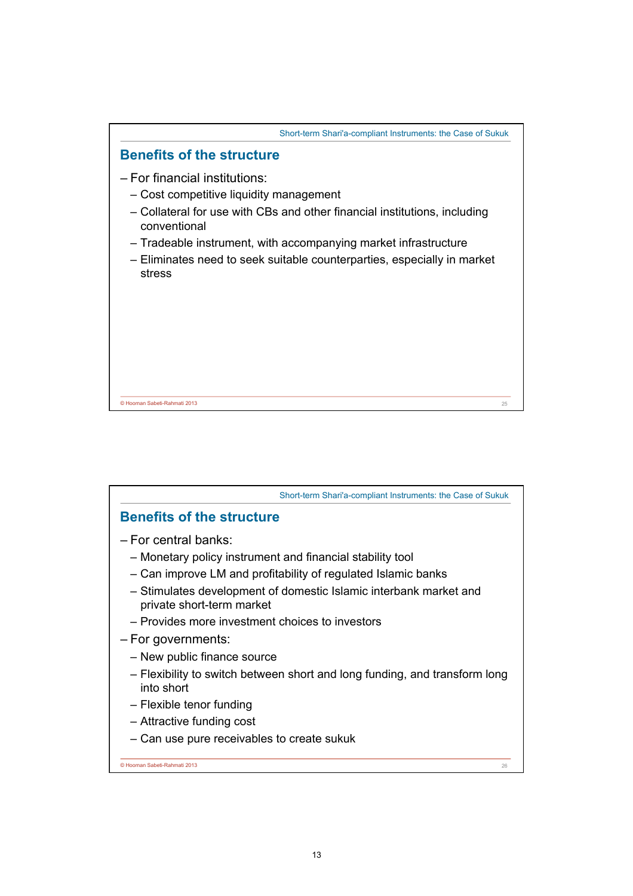## Benefits of the structure

- For financial institutions:
  - Cost competitive liquidity management
  - Collateral for use with CBs and other financial institutions, including conventional
  - Tradeable instrument, with accompanying market infrastructure
  - Eliminates need to seek suitable counterparties, especially in market stress

## Benefits of the structure

- For central banks:
  - Monetary policy instrument and financial stability tool
  - Can improve LM and profitability of regulated Islamic banks
  - Stimulates development of domestic Islamic interbank market and private short-term market
  - Provides more investment choices to investors
- For governments:
  - New public finance source
  - Flexibility to switch between short and long funding, and transform long into short
  - Flexible tenor funding
  - Attractive funding cost
  - Can use pure receivables to create sukuk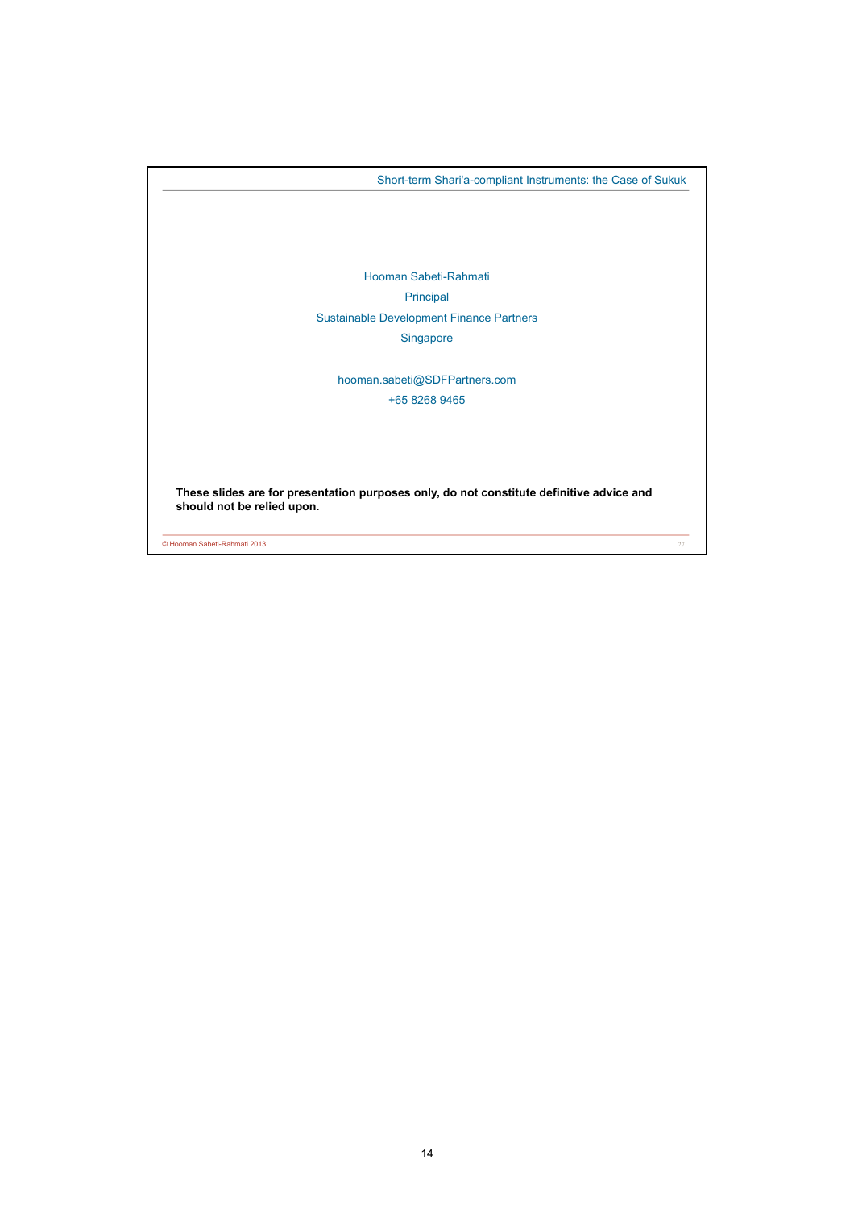Short-term Shari'a-compliant Instruments: the Case of Sukuk

Hooman Sabeti-Rahmati

Principal

Sustainable Development Finance Partners

Singapore

hooman.sabeti@SDFPartners.com

+65 8268 9465

**These slides are for presentation purposes only, do not constitute definitive advice and should not be relied upon.**

© Hooman Sabeti-Rahmati 2013